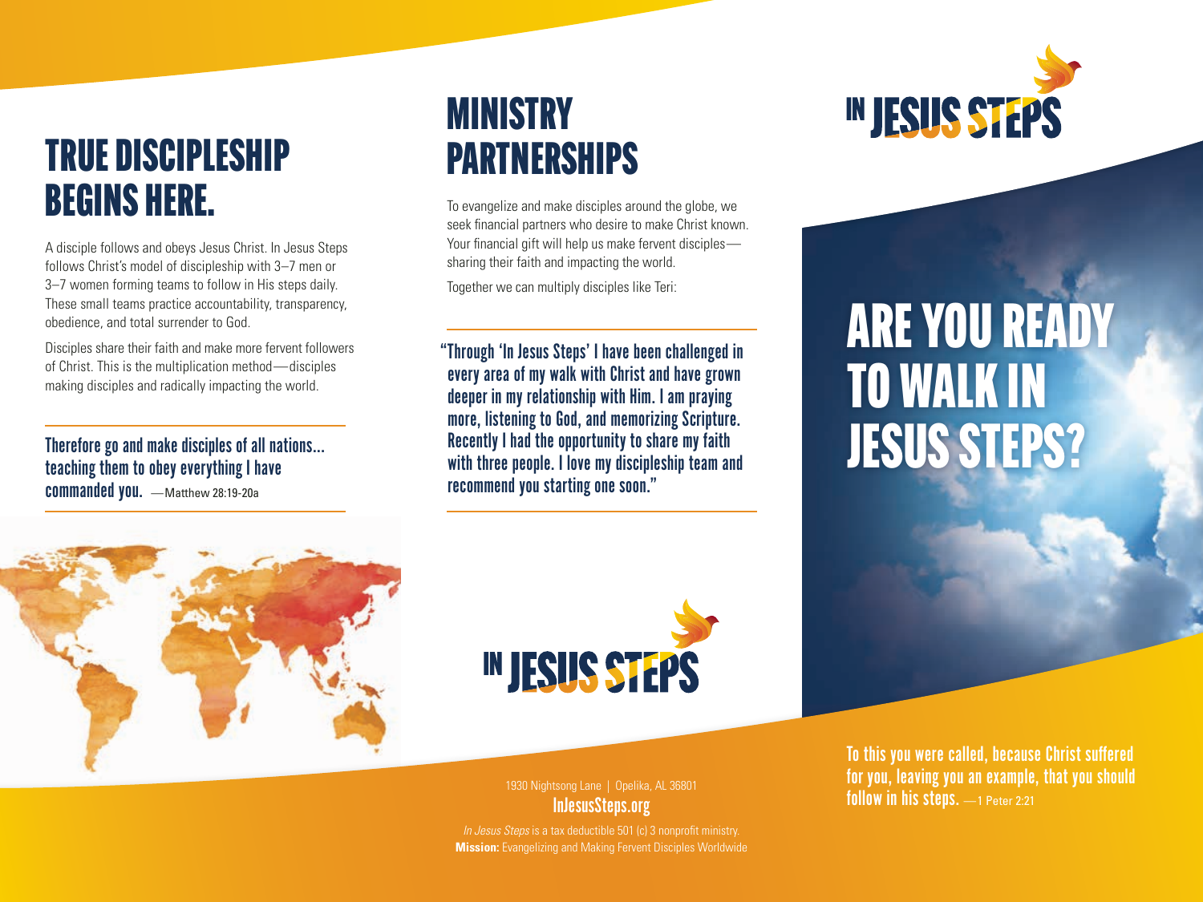# TRUE DISCIPLESHIP BEGINS HERE.

A disciple follows and obeys Jesus Christ. In Jesus Steps follows Christ's model of discipleship with 3–7 men or 3–7 women forming teams to follow in His steps daily. These small teams practice accountability, transparency, obedience, and total surrender to God.

Disciples share their faith and make more fervent followers of Christ. This is the multiplication method—disciples making disciples and radically impacting the world.

**Therefore go and make disciples of all nations... teaching them to obey everything I have commanded you.** —Matthew 28:19-20a

# MINISTRY PARTNERSHIPS

To evangelize and make disciples around the globe, we seek financial partners who desire to make Christ known. Your financial gift will help us make fervent disciples—sharing their faith and impacting the world.

Together we can multiply disciples like Teri:

**"Through 'In Jesus Steps' I have been challenged in every area of my walk with Christ and have grown deeper in my relationship with Him. I am praying more, listening to God, and memorizing Scripture. Recently I had the opportunity to share my faith with three people. I love my discipleship team and recommend you starting one soon."**

IN JESUS STEPS

1930 Nightsong Lane | Opelika, AL 36801

**InJesusSteps.org**

*In Jesus Steps* is a tax deductible 501 (c) 3 nonprofit ministry.
**Mission:** Evangelizing and Making Fervent Disciples Worldwide

IN JESUS STEPS

# ARE YOU READY TO WALK IN JESUS STEPS?

**To this you were called, because Christ suffered for you, leaving you an example, that you should follow in his steps.** —1 Peter 2:21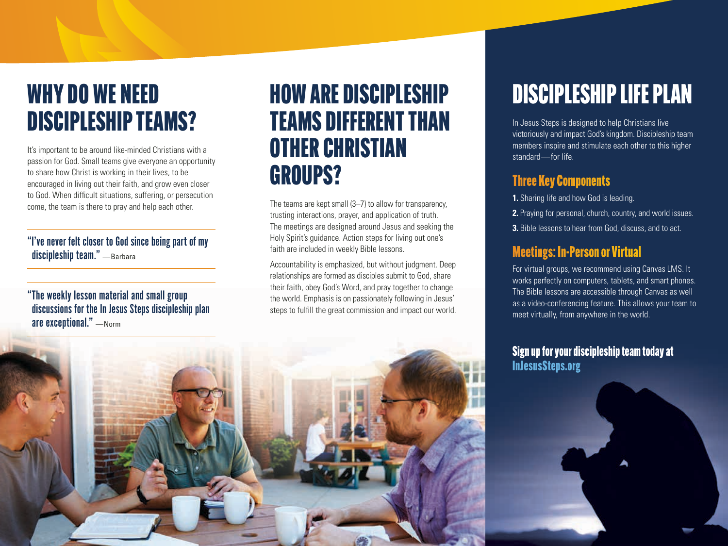# WHY DO WE NEED DISCIPLESHIP TEAMS?

It's important to be around like-minded Christians with a passion for God. Small teams give everyone an opportunity to share how Christ is working in their lives, to be encouraged in living out their faith, and grow even closer to God. When difficult situations, suffering, or persecution come, the team is there to pray and help each other.

> **"I've never felt closer to God since being part of my discipleship team."** —Barbara

> **"The weekly lesson material and small group discussions for the In Jesus Steps discipleship plan are exceptional."** —Norm

# HOW ARE DISCIPLESHIP TEAMS DIFFERENT THAN OTHER CHRISTIAN GROUPS?

The teams are kept small (3–7) to allow for transparency, trusting interactions, prayer, and application of truth. The meetings are designed around Jesus and seeking the Holy Spirit's guidance. Action steps for living out one's faith are included in weekly Bible lessons.

Accountability is emphasized, but without judgment. Deep relationships are formed as disciples submit to God, share their faith, obey God's Word, and pray together to change the world. Emphasis is on passionately following in Jesus' steps to fulfill the great commission and impact our world.

# DISCIPLESHIP LIFE PLAN

In Jesus Steps is designed to help Christians live victoriously and impact God's kingdom. Discipleship team members inspire and stimulate each other to this higher standard—for life.

## Three Key Components

**1.** Sharing life and how God is leading.

**2.** Praying for personal, church, country, and world issues.

**3.** Bible lessons to hear from God, discuss, and to act.

## Meetings: In-Person or Virtual

For virtual groups, we recommend using Canvas LMS. It works perfectly on computers, tablets, and smart phones. The Bible lessons are accessible through Canvas as well as a video-conferencing feature. This allows your team to meet virtually, from anywhere in the world.

**Sign up for your discipleship team today at InJesusSteps.org**